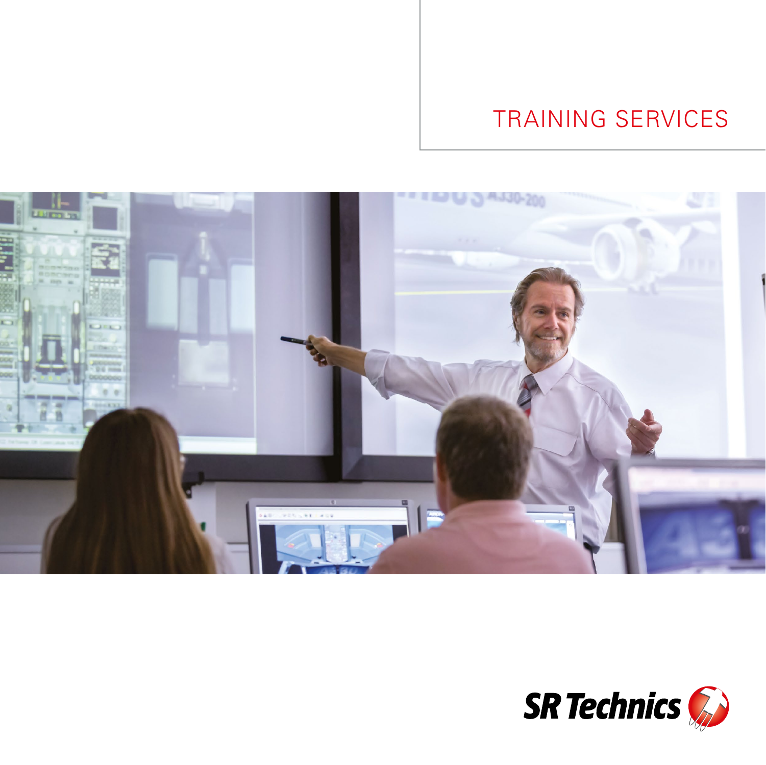# TRAINING SERVICES

SR Technics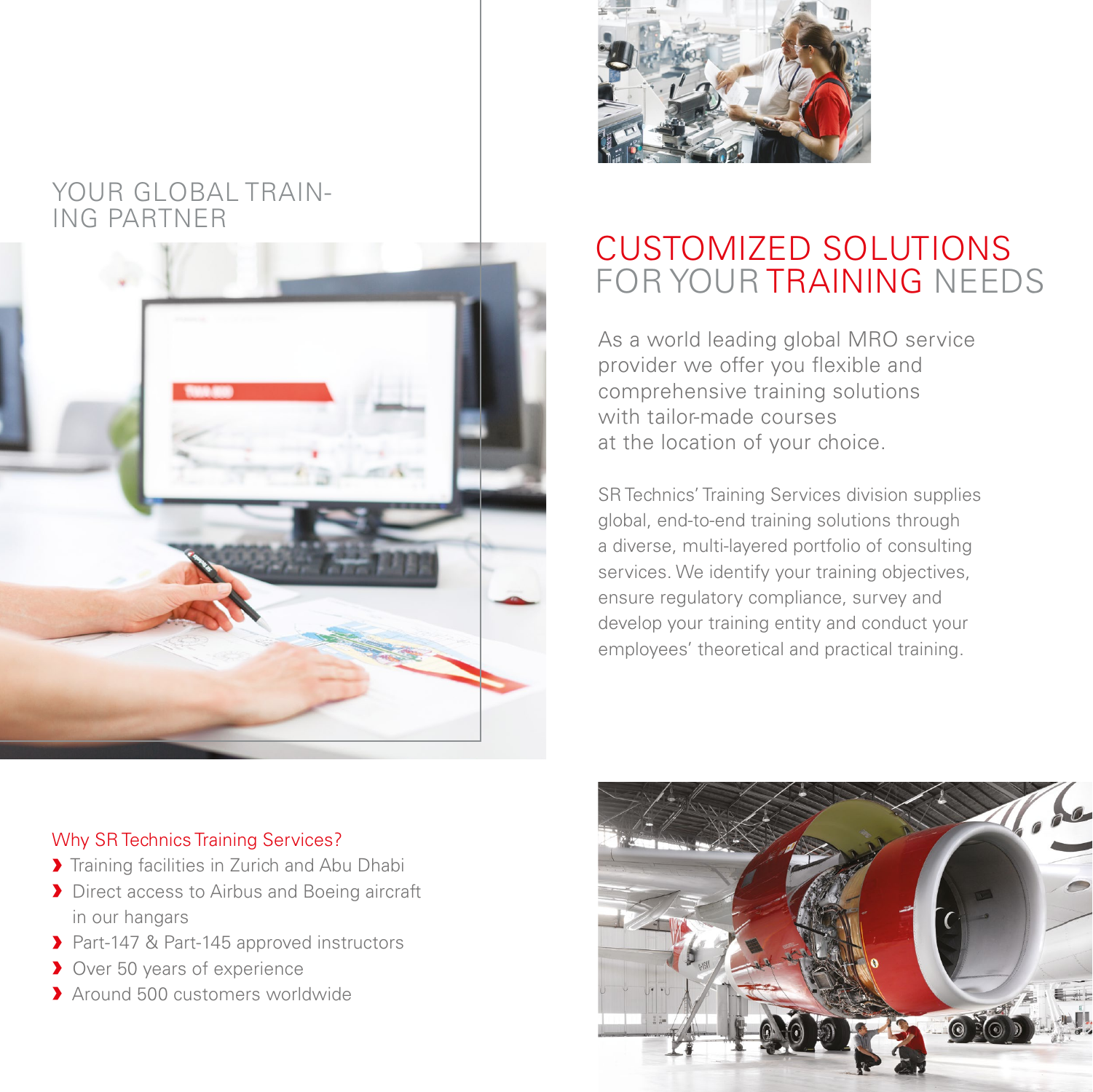## YOUR GLOBAL TRAINING PARTNER

# CUSTOMIZED SOLUTIONS FOR YOUR TRAINING NEEDS

As a world leading global MRO service provider we offer you flexible and comprehensive training solutions with tailor-made courses at the location of your choice.

SR Technics' Training Services division supplies global, end-to-end training solutions through a diverse, multi-layered portfolio of consulting services. We identify your training objectives, ensure regulatory compliance, survey and develop your training entity and conduct your employees' theoretical and practical training.

### Why SR Technics Training Services?

- Training facilities in Zurich and Abu Dhabi
- Direct access to Airbus and Boeing aircraft in our hangars
- Part-147 & Part-145 approved instructors
- Over 50 years of experience
- Around 500 customers worldwide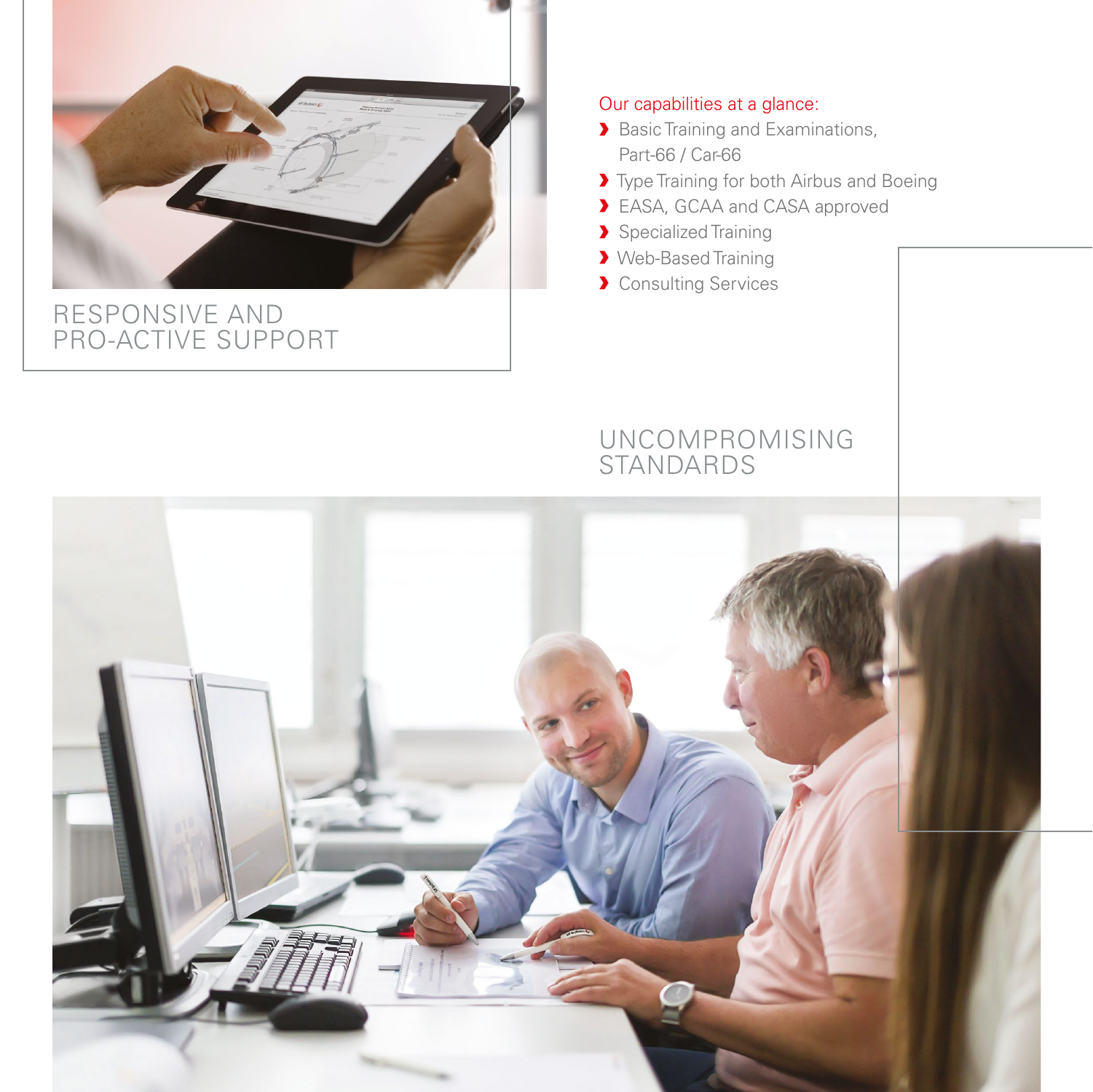RESPONSIVE AND PRO-ACTIVE SUPPORT

Our capabilities at a glance:

- Basic Training and Examinations, Part-66 / Car-66
- Type Training for both Airbus and Boeing
- EASA, GCAA and CASA approved
- Specialized Training
- Web-Based Training
- Consulting Services

UNCOMPROMISING STANDARDS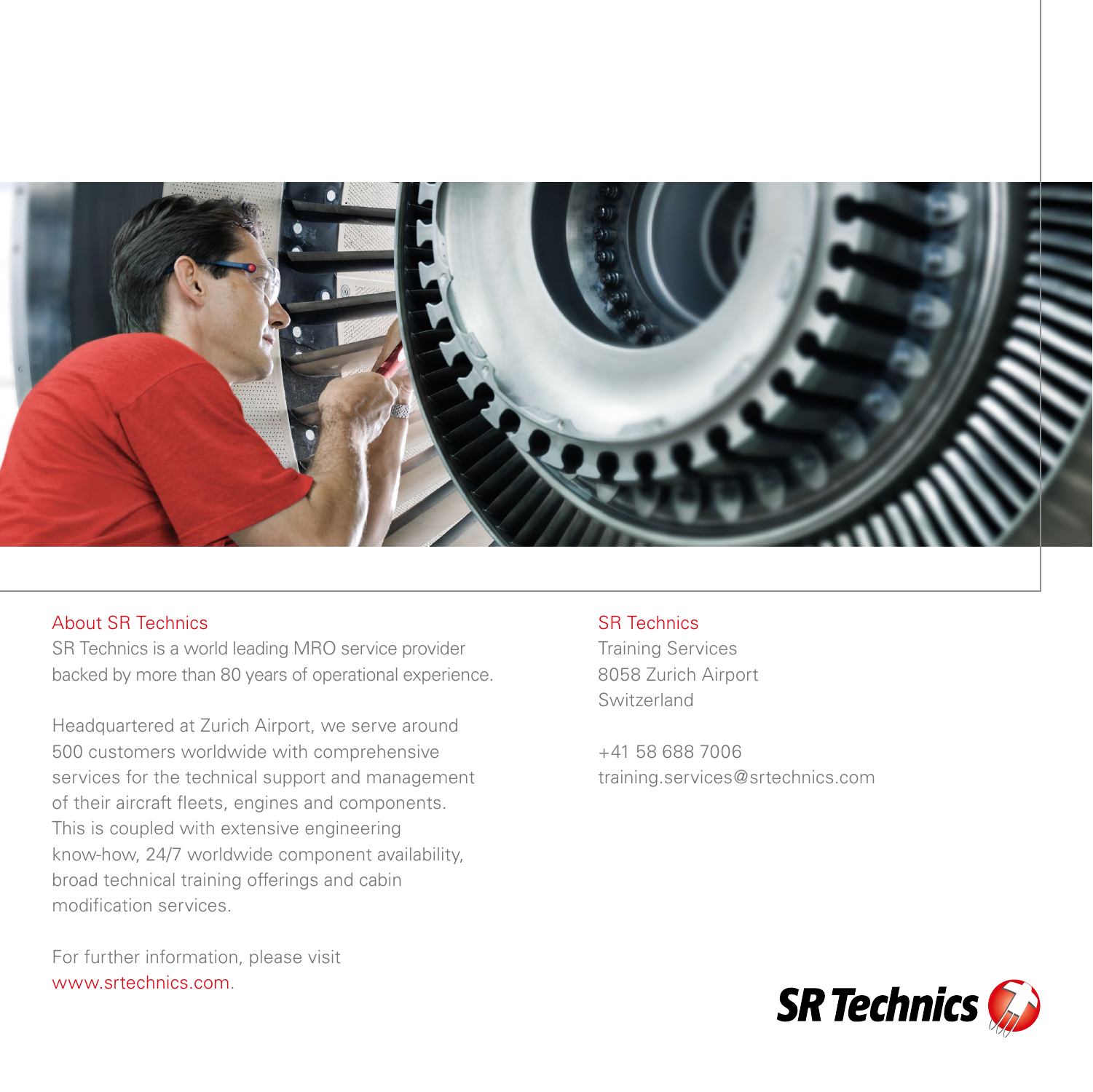## About SR Technics

SR Technics is a world leading MRO service provider backed by more than 80 years of operational experience.

Headquartered at Zurich Airport, we serve around 500 customers worldwide with comprehensive services for the technical support and management of their aircraft fleets, engines and components. This is coupled with extensive engineering know-how, 24/7 worldwide component availability, broad technical training offerings and cabin modification services.

For further information, please visit www.srtechnics.com.

## SR Technics

Training Services
8058 Zurich Airport
Switzerland

+41 58 688 7006
training.services@srtechnics.com

SR Technics